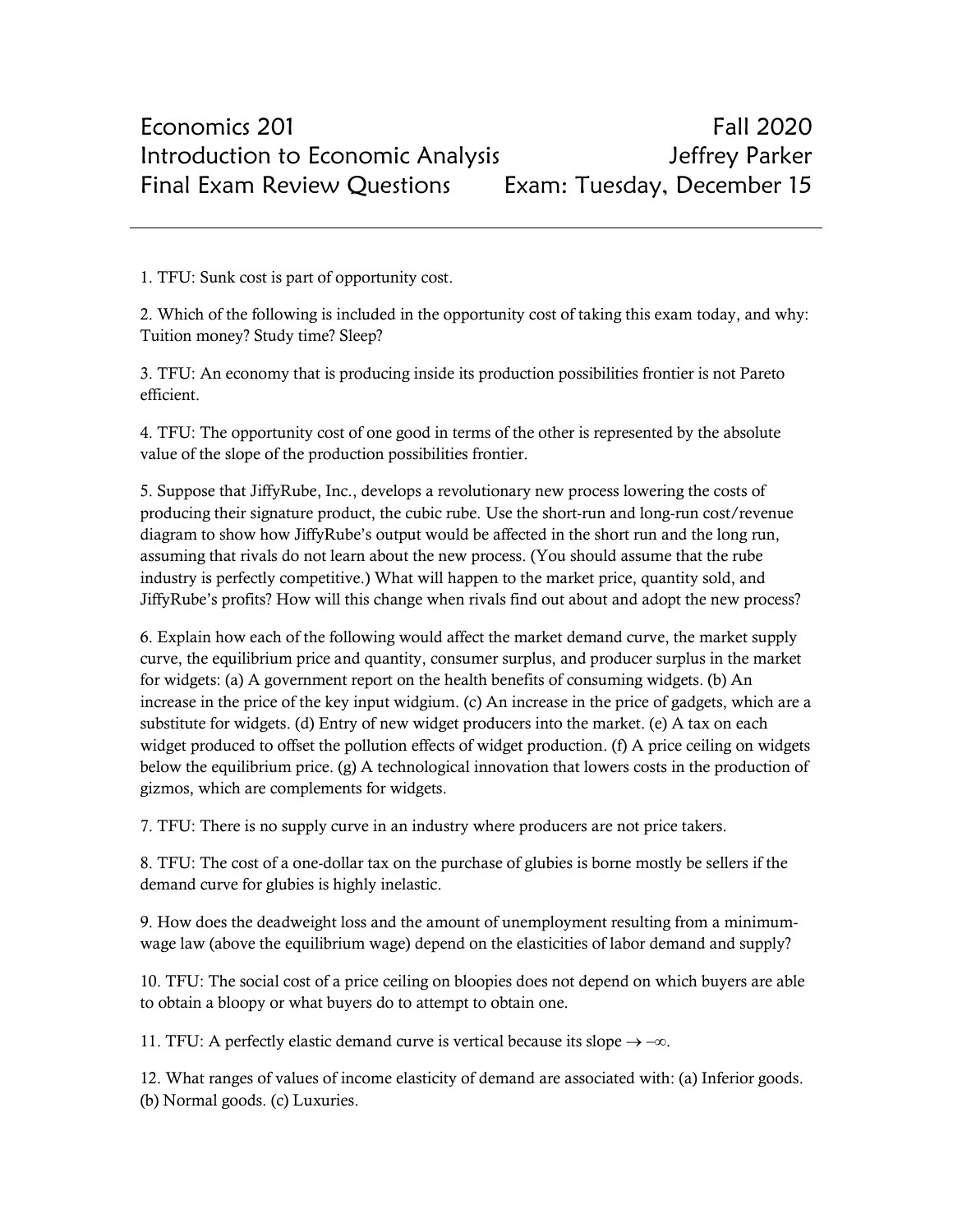# Economics 201 — Fall 2020

## Introduction to Economic Analysis — Jeffrey Parker

## Final Exam Review Questions — Exam: Tuesday, December 15

---

1. TFU: Sunk cost is part of opportunity cost.

2. Which of the following is included in the opportunity cost of taking this exam today, and why: Tuition money? Study time? Sleep?

3. TFU: An economy that is producing inside its production possibilities frontier is not Pareto efficient.

4. TFU: The opportunity cost of one good in terms of the other is represented by the absolute value of the slope of the production possibilities frontier.

5. Suppose that JiffyRube, Inc., develops a revolutionary new process lowering the costs of producing their signature product, the cubic rube. Use the short-run and long-run cost/revenue diagram to show how JiffyRube's output would be affected in the short run and the long run, assuming that rivals do not learn about the new process. (You should assume that the rube industry is perfectly competitive.) What will happen to the market price, quantity sold, and JiffyRube's profits? How will this change when rivals find out about and adopt the new process?

6. Explain how each of the following would affect the market demand curve, the market supply curve, the equilibrium price and quantity, consumer surplus, and producer surplus in the market for widgets: (a) A government report on the health benefits of consuming widgets. (b) An increase in the price of the key input widgium. (c) An increase in the price of gadgets, which are a substitute for widgets. (d) Entry of new widget producers into the market. (e) A tax on each widget produced to offset the pollution effects of widget production. (f) A price ceiling on widgets below the equilibrium price. (g) A technological innovation that lowers costs in the production of gizmos, which are complements for widgets.

7. TFU: There is no supply curve in an industry where producers are not price takers.

8. TFU: The cost of a one-dollar tax on the purchase of glubies is borne mostly be sellers if the demand curve for glubies is highly inelastic.

9. How does the deadweight loss and the amount of unemployment resulting from a minimum-wage law (above the equilibrium wage) depend on the elasticities of labor demand and supply?

10. TFU: The social cost of a price ceiling on bloopies does not depend on which buyers are able to obtain a bloopy or what buyers do to attempt to obtain one.

11. TFU: A perfectly elastic demand curve is vertical because its slope $\to -\infty$.

12. What ranges of values of income elasticity of demand are associated with: (a) Inferior goods. (b) Normal goods. (c) Luxuries.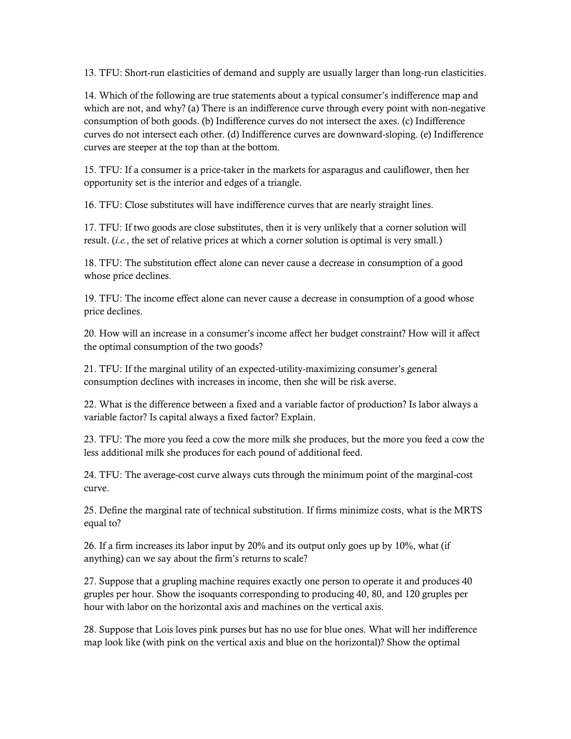13. TFU: Short-run elasticities of demand and supply are usually larger than long-run elasticities.

14. Which of the following are true statements about a typical consumer's indifference map and which are not, and why? (a) There is an indifference curve through every point with non-negative consumption of both goods. (b) Indifference curves do not intersect the axes. (c) Indifference curves do not intersect each other. (d) Indifference curves are downward-sloping. (e) Indifference curves are steeper at the top than at the bottom.

15. TFU: If a consumer is a price-taker in the markets for asparagus and cauliflower, then her opportunity set is the interior and edges of a triangle.

16. TFU: Close substitutes will have indifference curves that are nearly straight lines.

17. TFU: If two goods are close substitutes, then it is very unlikely that a corner solution will result. (*i.e.*, the set of relative prices at which a corner solution is optimal is very small.)

18. TFU: The substitution effect alone can never cause a decrease in consumption of a good whose price declines.

19. TFU: The income effect alone can never cause a decrease in consumption of a good whose price declines.

20. How will an increase in a consumer's income affect her budget constraint? How will it affect the optimal consumption of the two goods?

21. TFU: If the marginal utility of an expected-utility-maximizing consumer's general consumption declines with increases in income, then she will be risk averse.

22. What is the difference between a fixed and a variable factor of production? Is labor always a variable factor? Is capital always a fixed factor? Explain.

23. TFU: The more you feed a cow the more milk she produces, but the more you feed a cow the less additional milk she produces for each pound of additional feed.

24. TFU: The average-cost curve always cuts through the minimum point of the marginal-cost curve.

25. Define the marginal rate of technical substitution. If firms minimize costs, what is the MRTS equal to?

26. If a firm increases its labor input by 20% and its output only goes up by 10%, what (if anything) can we say about the firm's returns to scale?

27. Suppose that a grupling machine requires exactly one person to operate it and produces 40 gruples per hour. Show the isoquants corresponding to producing 40, 80, and 120 gruples per hour with labor on the horizontal axis and machines on the vertical axis.

28. Suppose that Lois loves pink purses but has no use for blue ones. What will her indifference map look like (with pink on the vertical axis and blue on the horizontal)? Show the optimal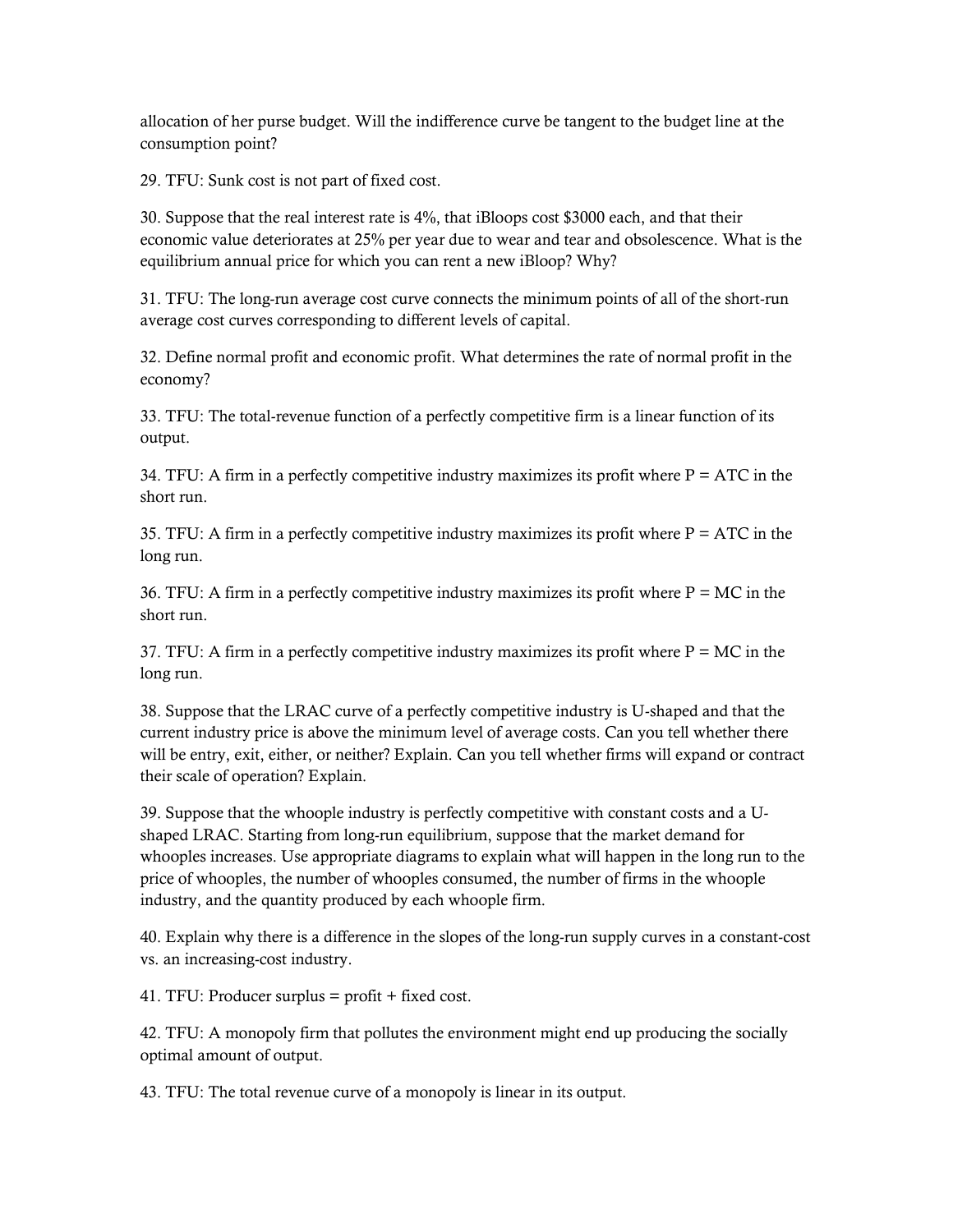allocation of her purse budget. Will the indifference curve be tangent to the budget line at the consumption point?

29. TFU: Sunk cost is not part of fixed cost.

30. Suppose that the real interest rate is 4%, that iBloops cost $3000 each, and that their economic value deteriorates at 25% per year due to wear and tear and obsolescence. What is the equilibrium annual price for which you can rent a new iBloop? Why?

31. TFU: The long-run average cost curve connects the minimum points of all of the short-run average cost curves corresponding to different levels of capital.

32. Define normal profit and economic profit. What determines the rate of normal profit in the economy?

33. TFU: The total-revenue function of a perfectly competitive firm is a linear function of its output.

34. TFU: A firm in a perfectly competitive industry maximizes its profit where P = ATC in the short run.

35. TFU: A firm in a perfectly competitive industry maximizes its profit where P = ATC in the long run.

36. TFU: A firm in a perfectly competitive industry maximizes its profit where P = MC in the short run.

37. TFU: A firm in a perfectly competitive industry maximizes its profit where P = MC in the long run.

38. Suppose that the LRAC curve of a perfectly competitive industry is U-shaped and that the current industry price is above the minimum level of average costs. Can you tell whether there will be entry, exit, either, or neither? Explain. Can you tell whether firms will expand or contract their scale of operation? Explain.

39. Suppose that the whoople industry is perfectly competitive with constant costs and a U-shaped LRAC. Starting from long-run equilibrium, suppose that the market demand for whooples increases. Use appropriate diagrams to explain what will happen in the long run to the price of whooples, the number of whooples consumed, the number of firms in the whoople industry, and the quantity produced by each whoople firm.

40. Explain why there is a difference in the slopes of the long-run supply curves in a constant-cost vs. an increasing-cost industry.

41. TFU: Producer surplus = profit + fixed cost.

42. TFU: A monopoly firm that pollutes the environment might end up producing the socially optimal amount of output.

43. TFU: The total revenue curve of a monopoly is linear in its output.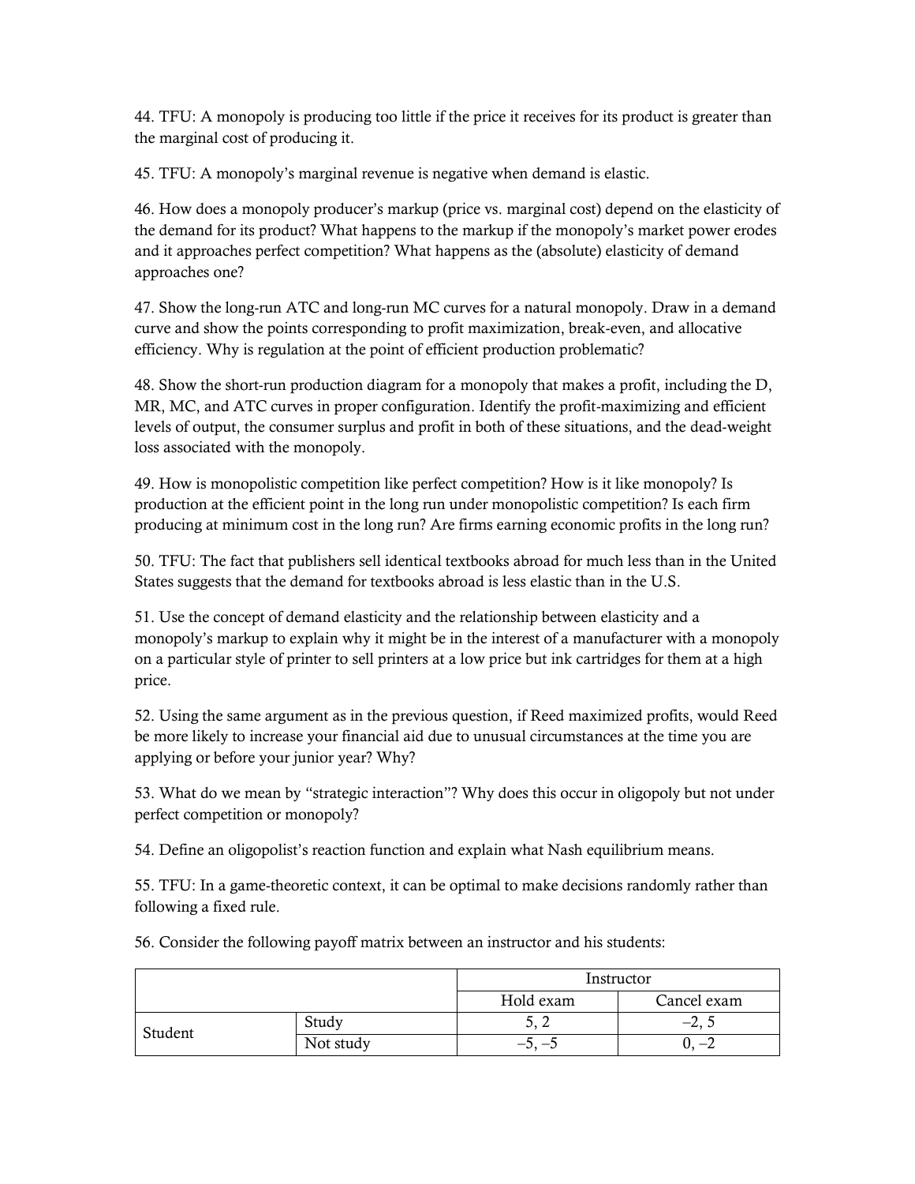44. TFU: A monopoly is producing too little if the price it receives for its product is greater than the marginal cost of producing it.

45. TFU: A monopoly's marginal revenue is negative when demand is elastic.

46. How does a monopoly producer's markup (price vs. marginal cost) depend on the elasticity of the demand for its product? What happens to the markup if the monopoly's market power erodes and it approaches perfect competition? What happens as the (absolute) elasticity of demand approaches one?

47. Show the long-run ATC and long-run MC curves for a natural monopoly. Draw in a demand curve and show the points corresponding to profit maximization, break-even, and allocative efficiency. Why is regulation at the point of efficient production problematic?

48. Show the short-run production diagram for a monopoly that makes a profit, including the D, MR, MC, and ATC curves in proper configuration. Identify the profit-maximizing and efficient levels of output, the consumer surplus and profit in both of these situations, and the dead-weight loss associated with the monopoly.

49. How is monopolistic competition like perfect competition? How is it like monopoly? Is production at the efficient point in the long run under monopolistic competition? Is each firm producing at minimum cost in the long run? Are firms earning economic profits in the long run?

50. TFU: The fact that publishers sell identical textbooks abroad for much less than in the United States suggests that the demand for textbooks abroad is less elastic than in the U.S.

51. Use the concept of demand elasticity and the relationship between elasticity and a monopoly's markup to explain why it might be in the interest of a manufacturer with a monopoly on a particular style of printer to sell printers at a low price but ink cartridges for them at a high price.

52. Using the same argument as in the previous question, if Reed maximized profits, would Reed be more likely to increase your financial aid due to unusual circumstances at the time you are applying or before your junior year? Why?

53. What do we mean by "strategic interaction"? Why does this occur in oligopoly but not under perfect competition or monopoly?

54. Define an oligopolist's reaction function and explain what Nash equilibrium means.

55. TFU: In a game-theoretic context, it can be optimal to make decisions randomly rather than following a fixed rule.

56. Consider the following payoff matrix between an instructor and his students:

| | | Instructor | |
|---|---|---|---|
| | | Hold exam | Cancel exam |
| Student | Study | 5, 2 | –2, 5 |
| | Not study | –5, –5 | 0, –2 |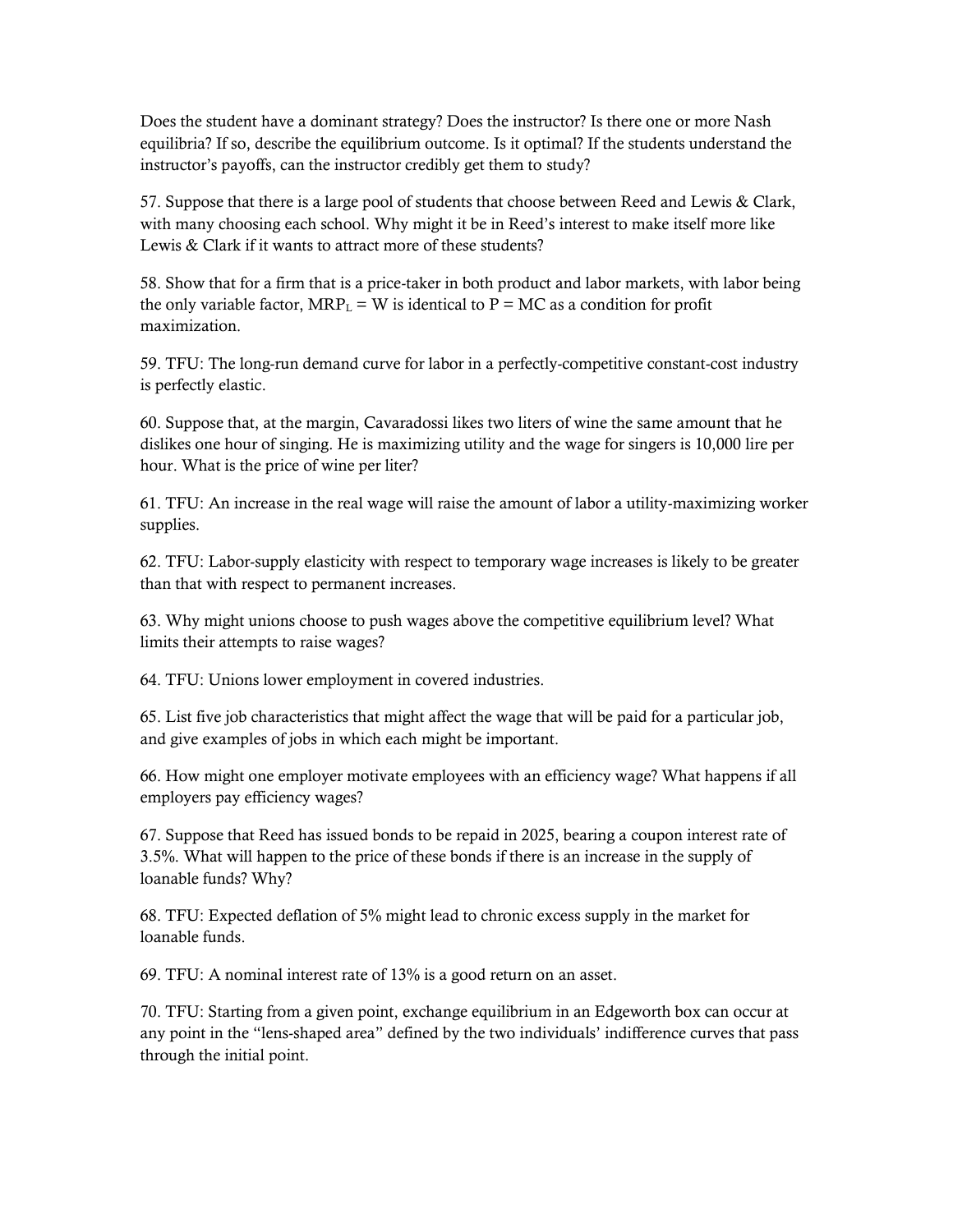Does the student have a dominant strategy? Does the instructor? Is there one or more Nash equilibria? If so, describe the equilibrium outcome. Is it optimal? If the students understand the instructor's payoffs, can the instructor credibly get them to study?

57. Suppose that there is a large pool of students that choose between Reed and Lewis & Clark, with many choosing each school. Why might it be in Reed's interest to make itself more like Lewis & Clark if it wants to attract more of these students?

58. Show that for a firm that is a price-taker in both product and labor markets, with labor being the only variable factor, $MRP_L = W$ is identical to $P = MC$ as a condition for profit maximization.

59. TFU: The long-run demand curve for labor in a perfectly-competitive constant-cost industry is perfectly elastic.

60. Suppose that, at the margin, Cavaradossi likes two liters of wine the same amount that he dislikes one hour of singing. He is maximizing utility and the wage for singers is 10,000 lire per hour. What is the price of wine per liter?

61. TFU: An increase in the real wage will raise the amount of labor a utility-maximizing worker supplies.

62. TFU: Labor-supply elasticity with respect to temporary wage increases is likely to be greater than that with respect to permanent increases.

63. Why might unions choose to push wages above the competitive equilibrium level? What limits their attempts to raise wages?

64. TFU: Unions lower employment in covered industries.

65. List five job characteristics that might affect the wage that will be paid for a particular job, and give examples of jobs in which each might be important.

66. How might one employer motivate employees with an efficiency wage? What happens if all employers pay efficiency wages?

67. Suppose that Reed has issued bonds to be repaid in 2025, bearing a coupon interest rate of 3.5%. What will happen to the price of these bonds if there is an increase in the supply of loanable funds? Why?

68. TFU: Expected deflation of 5% might lead to chronic excess supply in the market for loanable funds.

69. TFU: A nominal interest rate of 13% is a good return on an asset.

70. TFU: Starting from a given point, exchange equilibrium in an Edgeworth box can occur at any point in the "lens-shaped area" defined by the two individuals' indifference curves that pass through the initial point.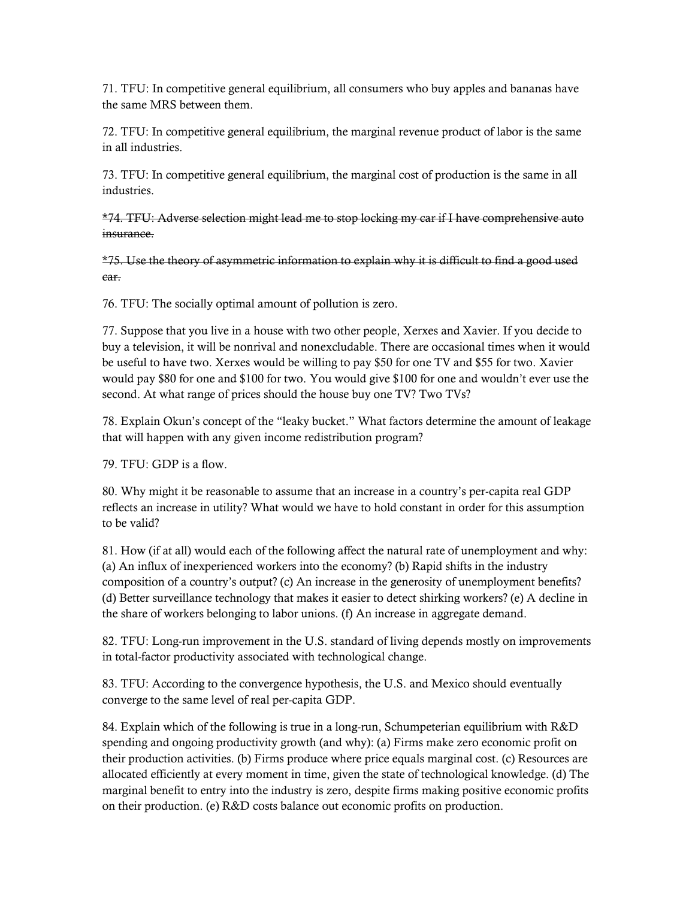71. TFU: In competitive general equilibrium, all consumers who buy apples and bananas have the same MRS between them.

72. TFU: In competitive general equilibrium, the marginal revenue product of labor is the same in all industries.

73. TFU: In competitive general equilibrium, the marginal cost of production is the same in all industries.

~~*74. TFU: Adverse selection might lead me to stop locking my car if I have comprehensive auto insurance.~~

~~*75. Use the theory of asymmetric information to explain why it is difficult to find a good used car.~~

76. TFU: The socially optimal amount of pollution is zero.

77. Suppose that you live in a house with two other people, Xerxes and Xavier. If you decide to buy a television, it will be nonrival and nonexcludable. There are occasional times when it would be useful to have two. Xerxes would be willing to pay $50 for one TV and $55 for two. Xavier would pay $80 for one and $100 for two. You would give $100 for one and wouldn't ever use the second. At what range of prices should the house buy one TV? Two TVs?

78. Explain Okun's concept of the "leaky bucket." What factors determine the amount of leakage that will happen with any given income redistribution program?

79. TFU: GDP is a flow.

80. Why might it be reasonable to assume that an increase in a country's per-capita real GDP reflects an increase in utility? What would we have to hold constant in order for this assumption to be valid?

81. How (if at all) would each of the following affect the natural rate of unemployment and why: (a) An influx of inexperienced workers into the economy? (b) Rapid shifts in the industry composition of a country's output? (c) An increase in the generosity of unemployment benefits? (d) Better surveillance technology that makes it easier to detect shirking workers? (e) A decline in the share of workers belonging to labor unions. (f) An increase in aggregate demand.

82. TFU: Long-run improvement in the U.S. standard of living depends mostly on improvements in total-factor productivity associated with technological change.

83. TFU: According to the convergence hypothesis, the U.S. and Mexico should eventually converge to the same level of real per-capita GDP.

84. Explain which of the following is true in a long-run, Schumpeterian equilibrium with R&D spending and ongoing productivity growth (and why): (a) Firms make zero economic profit on their production activities. (b) Firms produce where price equals marginal cost. (c) Resources are allocated efficiently at every moment in time, given the state of technological knowledge. (d) The marginal benefit to entry into the industry is zero, despite firms making positive economic profits on their production. (e) R&D costs balance out economic profits on production.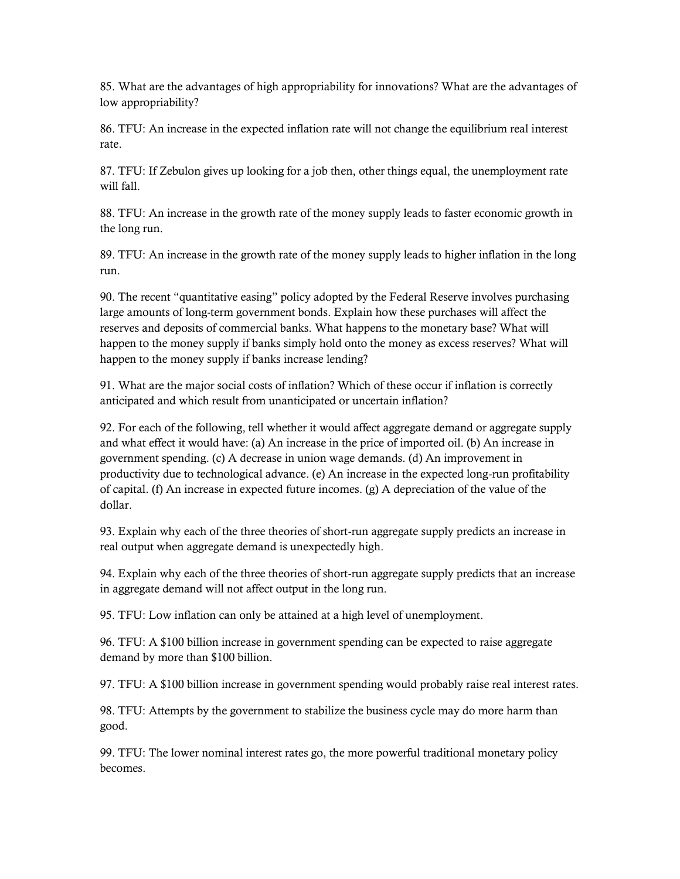85. What are the advantages of high appropriability for innovations? What are the advantages of low appropriability?

86. TFU: An increase in the expected inflation rate will not change the equilibrium real interest rate.

87. TFU: If Zebulon gives up looking for a job then, other things equal, the unemployment rate will fall.

88. TFU: An increase in the growth rate of the money supply leads to faster economic growth in the long run.

89. TFU: An increase in the growth rate of the money supply leads to higher inflation in the long run.

90. The recent "quantitative easing" policy adopted by the Federal Reserve involves purchasing large amounts of long-term government bonds. Explain how these purchases will affect the reserves and deposits of commercial banks. What happens to the monetary base? What will happen to the money supply if banks simply hold onto the money as excess reserves? What will happen to the money supply if banks increase lending?

91. What are the major social costs of inflation? Which of these occur if inflation is correctly anticipated and which result from unanticipated or uncertain inflation?

92. For each of the following, tell whether it would affect aggregate demand or aggregate supply and what effect it would have: (a) An increase in the price of imported oil. (b) An increase in government spending. (c) A decrease in union wage demands. (d) An improvement in productivity due to technological advance. (e) An increase in the expected long-run profitability of capital. (f) An increase in expected future incomes. (g) A depreciation of the value of the dollar.

93. Explain why each of the three theories of short-run aggregate supply predicts an increase in real output when aggregate demand is unexpectedly high.

94. Explain why each of the three theories of short-run aggregate supply predicts that an increase in aggregate demand will not affect output in the long run.

95. TFU: Low inflation can only be attained at a high level of unemployment.

96. TFU: A $100 billion increase in government spending can be expected to raise aggregate demand by more than $100 billion.

97. TFU: A $100 billion increase in government spending would probably raise real interest rates.

98. TFU: Attempts by the government to stabilize the business cycle may do more harm than good.

99. TFU: The lower nominal interest rates go, the more powerful traditional monetary policy becomes.